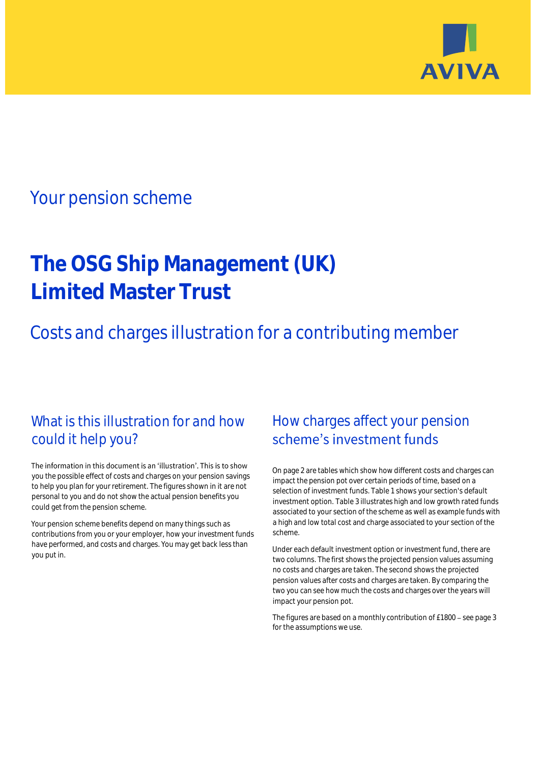AVIVA

## Your pension scheme

# The OSG Ship Management (UK) Limited Master Trust

## Costs and charges illustration for a contributing member

### What is this illustration for and how could it help you?

The information in this document is an 'illustration'. This is to show you the possible effect of costs and charges on your pension savings to help you plan for your retirement. The figures shown in it are not personal to you and do not show the actual pension benefits you could get from the pension scheme.

Your pension scheme benefits depend on many things such as contributions from you or your employer, how your investment funds have performed, and costs and charges. You may get back less than you put in.

### How charges affect your pension scheme's investment funds

On page 2 are tables which show how different costs and charges can impact the pension pot over certain periods of time, based on a selection of investment funds. Table 1 shows your section's default investment option. Table 3 illustrates high and low growth rated funds associated to your section of the scheme as well as example funds with a high and low total cost and charge associated to your section of the scheme.

Under each default investment option or investment fund, there are two columns. The first shows the projected pension values assuming no costs and charges are taken. The second shows the projected pension values after costs and charges are taken. By comparing the two you can see how much the costs and charges over the years will impact your pension pot.

The figures are based on a monthly contribution of £1800 – see page 3 for the assumptions we use.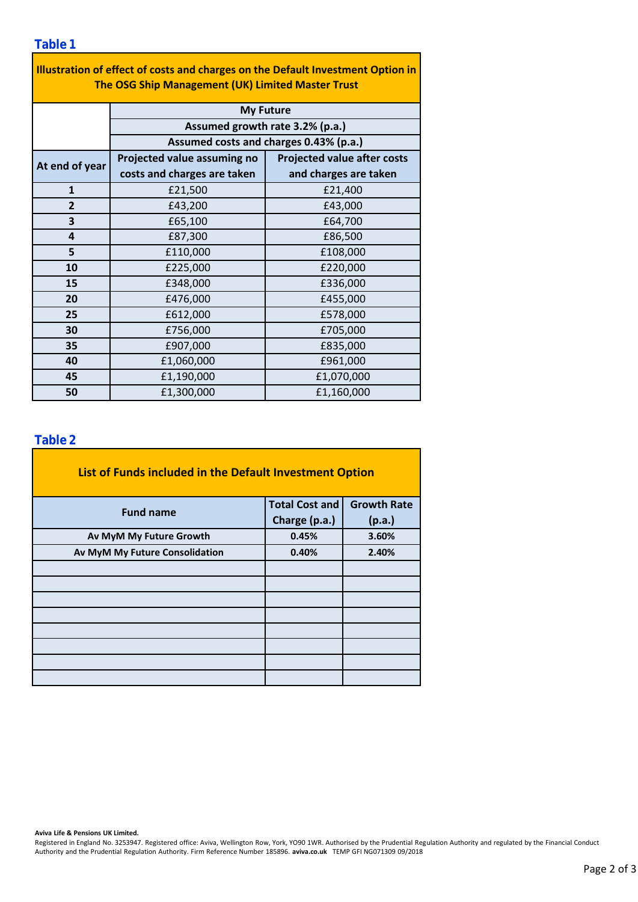## Table 1

| Illustration of effect of costs and charges on the Default Investment Option in The OSG Ship Management (UK) Limited Master Trust | | |
|---|---|---|
| | **My Future** | |
| | **Assumed growth rate 3.2% (p.a.)** | |
| | **Assumed costs and charges 0.43% (p.a.)** | |
| **At end of year** | **Projected value assuming no costs and charges are taken** | **Projected value after costs and charges are taken** |
| **1** | £21,500 | £21,400 |
| **2** | £43,200 | £43,000 |
| **3** | £65,100 | £64,700 |
| **4** | £87,300 | £86,500 |
| **5** | £110,000 | £108,000 |
| **10** | £225,000 | £220,000 |
| **15** | £348,000 | £336,000 |
| **20** | £476,000 | £455,000 |
| **25** | £612,000 | £578,000 |
| **30** | £756,000 | £705,000 |
| **35** | £907,000 | £835,000 |
| **40** | £1,060,000 | £961,000 |
| **45** | £1,190,000 | £1,070,000 |
| **50** | £1,300,000 | £1,160,000 |

## Table 2

| List of Funds included in the Default Investment Option | | |
|---|---|---|
| **Fund name** | **Total Cost and Charge (p.a.)** | **Growth Rate (p.a.)** |
| **Av MyM My Future Growth** | **0.45%** | **3.60%** |
| **Av MyM My Future Consolidation** | **0.40%** | **2.40%** |
| | | |
| | | |
| | | |
| | | |
| | | |
| | | |
| | | |
| | | |

**Aviva Life & Pensions UK Limited.**
Registered in England No. 3253947. Registered office: Aviva, Wellington Row, York, YO90 1WR. Authorised by the Prudential Regulation Authority and regulated by the Financial Conduct Authority and the Prudential Regulation Authority. Firm Reference Number 185896. **aviva.co.uk** TEMP GFI NG071309 09/2018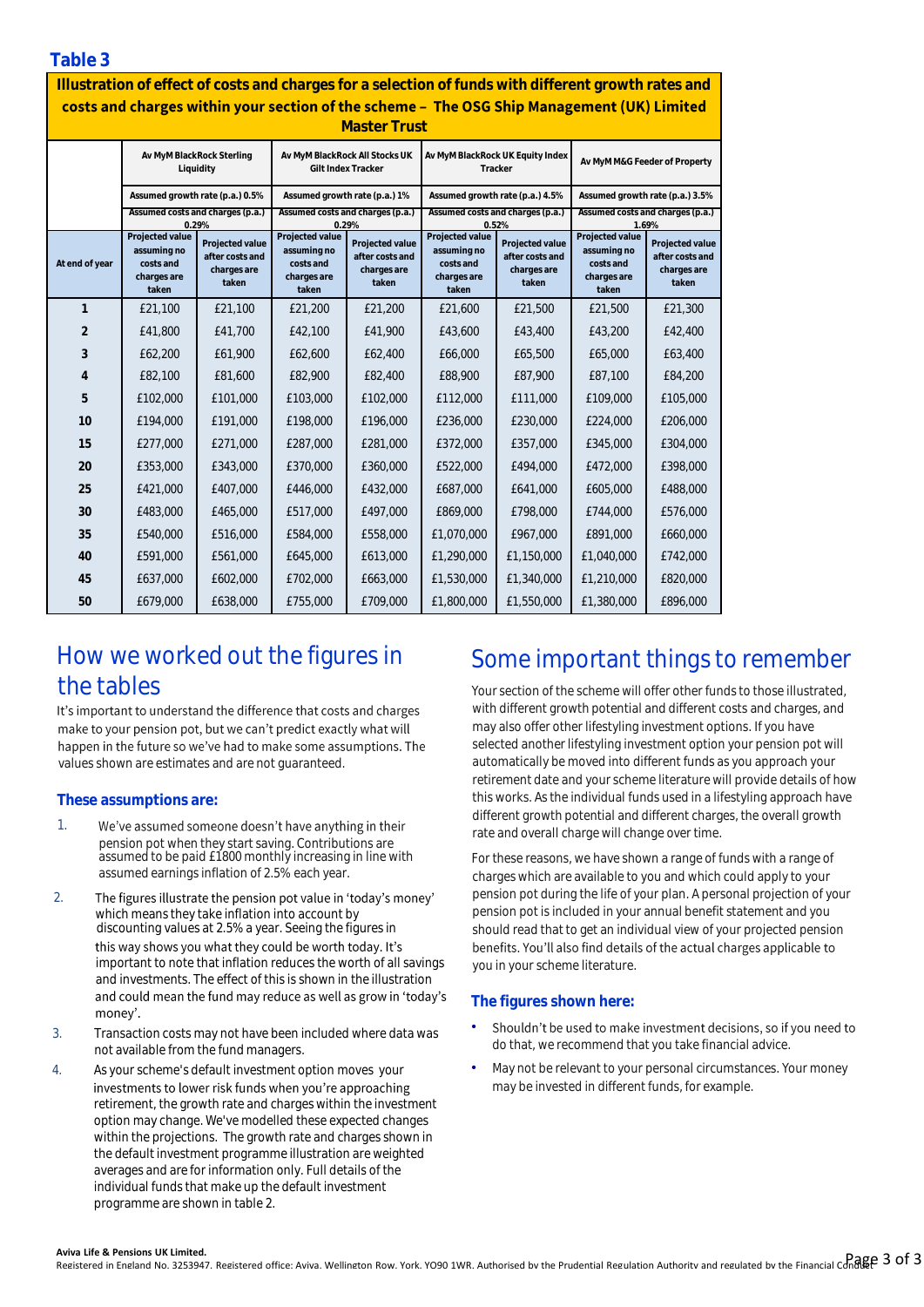## Table 3

| Illustration of effect of costs and charges for a selection of funds with different growth rates and costs and charges within your section of the scheme – The OSG Ship Management (UK) Limited Master Trust | | | | | | | | |
|---|---|---|---|---|---|---|---|---|
| | Av MyM BlackRock Sterling Liquidity | | Av MyM BlackRock All Stocks UK Gilt Index Tracker | | Av MyM BlackRock UK Equity Index Tracker | | Av MyM M&G Feeder of Property | |
| | Assumed growth rate (p.a.) 0.5% | | Assumed growth rate (p.a.) 1% | | Assumed growth rate (p.a.) 4.5% | | Assumed growth rate (p.a.) 3.5% | |
| | Assumed costs and charges (p.a.) 0.29% | | Assumed costs and charges (p.a.) 0.29% | | Assumed costs and charges (p.a.) 0.52% | | Assumed costs and charges (p.a.) 1.69% | |
| At end of year | Projected value assuming no costs and charges are taken | Projected value after costs and charges are taken | Projected value assuming no costs and charges are taken | Projected value after costs and charges are taken | Projected value assuming no costs and charges are taken | Projected value after costs and charges are taken | Projected value assuming no costs and charges are taken | Projected value after costs and charges are taken |
| 1 | £21,100 | £21,100 | £21,200 | £21,200 | £21,600 | £21,500 | £21,500 | £21,300 |
| 2 | £41,800 | £41,700 | £42,100 | £41,900 | £43,600 | £43,400 | £43,200 | £42,400 |
| 3 | £62,200 | £61,900 | £62,600 | £62,400 | £66,000 | £65,500 | £65,000 | £63,400 |
| 4 | £82,100 | £81,600 | £82,900 | £82,400 | £88,900 | £87,900 | £87,100 | £84,200 |
| 5 | £102,000 | £101,000 | £103,000 | £102,000 | £112,000 | £111,000 | £109,000 | £105,000 |
| 10 | £194,000 | £191,000 | £198,000 | £196,000 | £236,000 | £230,000 | £224,000 | £206,000 |
| 15 | £277,000 | £271,000 | £287,000 | £281,000 | £372,000 | £357,000 | £345,000 | £304,000 |
| 20 | £353,000 | £343,000 | £370,000 | £360,000 | £522,000 | £494,000 | £472,000 | £398,000 |
| 25 | £421,000 | £407,000 | £446,000 | £432,000 | £687,000 | £641,000 | £605,000 | £488,000 |
| 30 | £483,000 | £465,000 | £517,000 | £497,000 | £869,000 | £798,000 | £744,000 | £576,000 |
| 35 | £540,000 | £516,000 | £584,000 | £558,000 | £1,070,000 | £967,000 | £891,000 | £660,000 |
| 40 | £591,000 | £561,000 | £645,000 | £613,000 | £1,290,000 | £1,150,000 | £1,040,000 | £742,000 |
| 45 | £637,000 | £602,000 | £702,000 | £663,000 | £1,530,000 | £1,340,000 | £1,210,000 | £820,000 |
| 50 | £679,000 | £638,000 | £755,000 | £709,000 | £1,800,000 | £1,550,000 | £1,380,000 | £896,000 |

# How we worked out the figures in the tables

It's important to understand the difference that costs and charges make to your pension pot, but we can't predict exactly what will happen in the future so we've had to make some assumptions. The values shown are estimates and are not guaranteed.

### These assumptions are:

1. We've assumed someone doesn't have anything in their pension pot when they start saving. Contributions are assumed to be paid £1800 monthly increasing in line with assumed earnings inflation of 2.5% each year.
2. The figures illustrate the pension pot value in 'today's money' which means they take inflation into account by discounting values at 2.5% a year. Seeing the figures in this way shows you what they could be worth today. It's important to note that inflation reduces the worth of all savings and investments. The effect of this is shown in the illustration and could mean the fund may reduce as well as grow in 'today's money'.
3. Transaction costs may not have been included where data was not available from the fund managers.
4. As your scheme's default investment option moves your investments to lower risk funds when you're approaching retirement, the growth rate and charges within the investment option may change. We've modelled these expected changes within the projections. The growth rate and charges shown in the default investment programme illustration are weighted averages and are for information only. Full details of the individual funds that make up the default investment programme are shown in table 2.

# Some important things to remember

Your section of the scheme will offer other funds to those illustrated, with different growth potential and different costs and charges, and may also offer other lifestyling investment options. If you have selected another lifestyling investment option your pension pot will automatically be moved into different funds as you approach your retirement date and your scheme literature will provide details of how this works. As the individual funds used in a lifestyling approach have different growth potential and different charges, the overall growth rate and overall charge will change over time.

For these reasons, we have shown a range of funds with a range of charges which are available to you and which could apply to your pension pot during the life of your plan. A personal projection of your pension pot is included in your annual benefit statement and you should read that to get an individual view of your projected pension benefits. You'll also find details of the actual charges applicable to you in your scheme literature.

### The figures shown here:

- Shouldn't be used to make investment decisions, so if you need to do that, we recommend that you take financial advice.
- May not be relevant to your personal circumstances. Your money may be invested in different funds, for example.

**Aviva Life & Pensions UK Limited.**
Registered in England No. 3253947. Registered office: Aviva, Wellington Row, York, YO90 1WR. Authorised by the Prudential Regulation Authority and regulated by the Financial Conduct